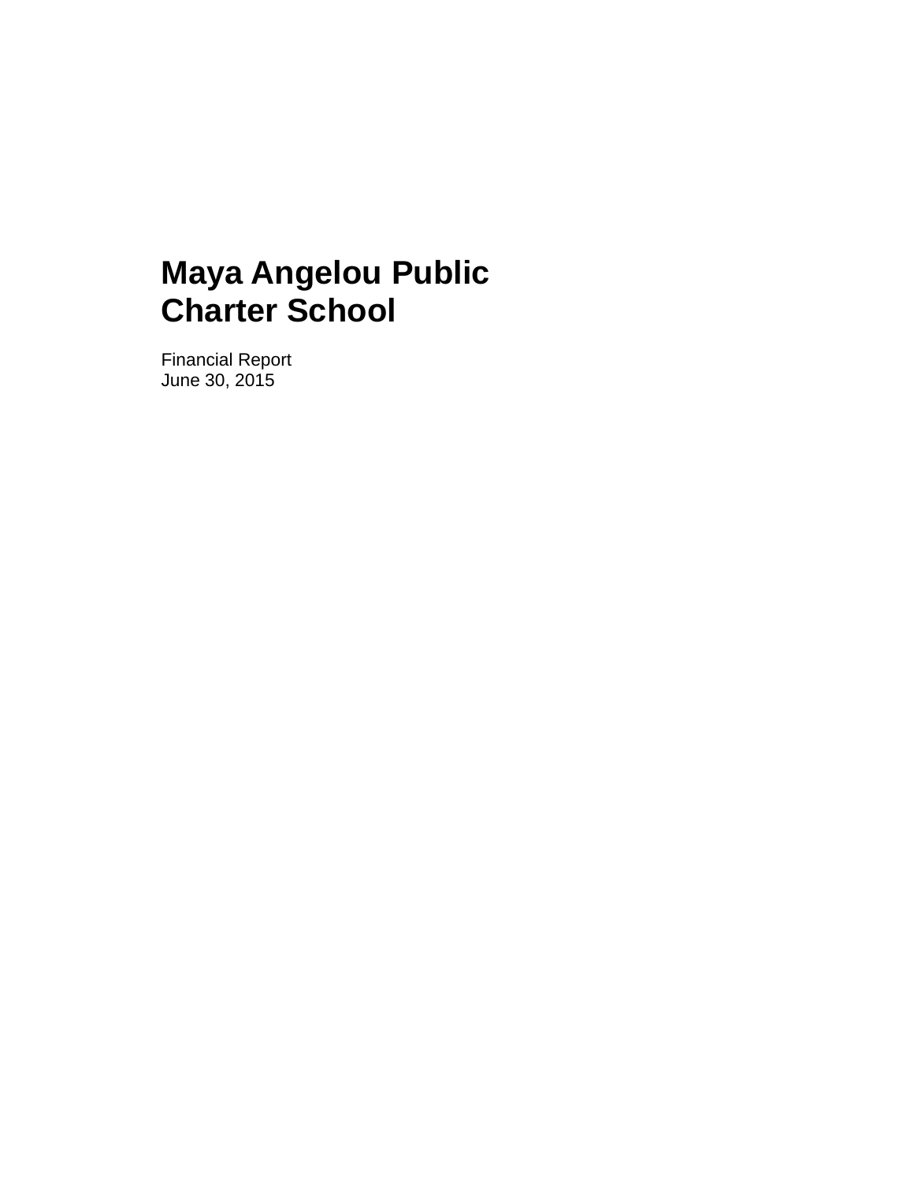# Maya Angelou Public Charter School

Financial Report
June 30, 2015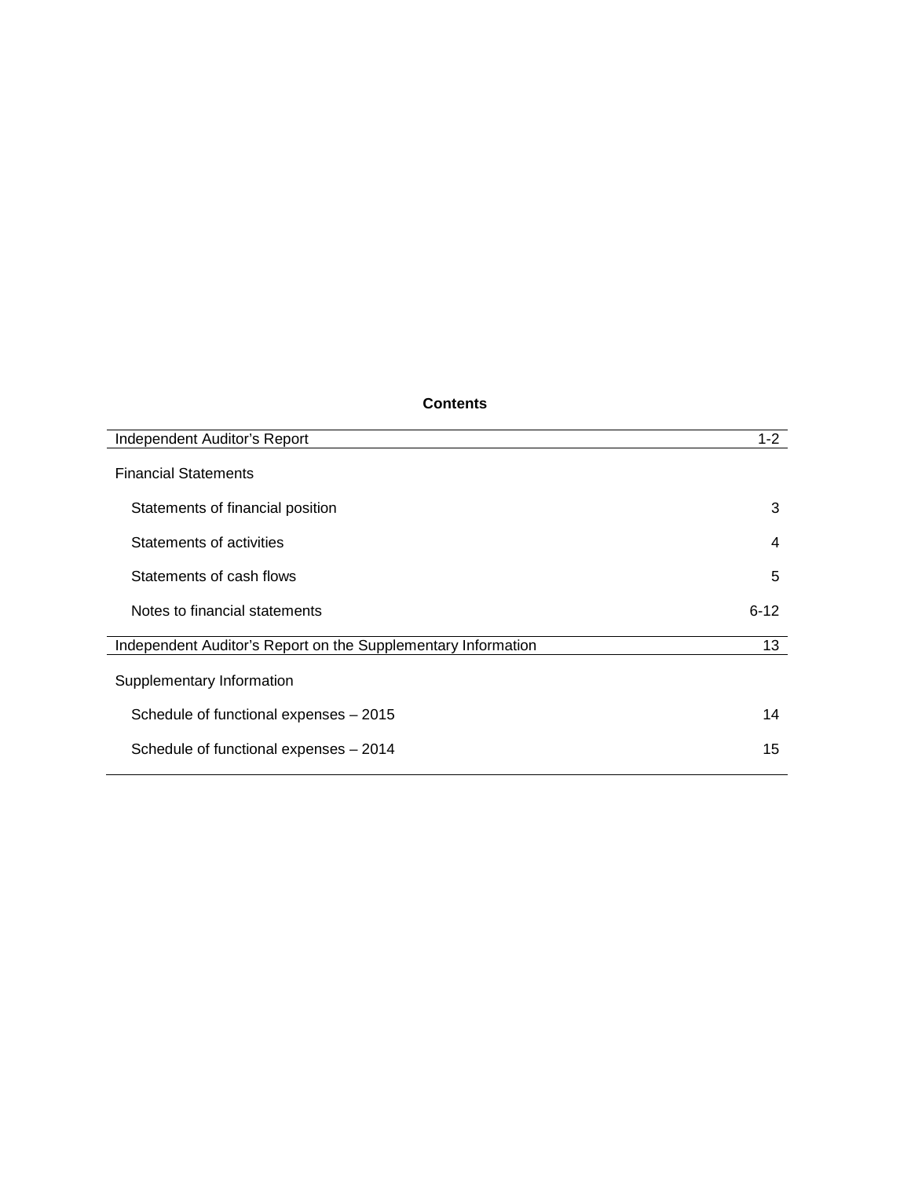# Contents

| | |
|---|---|
| Independent Auditor's Report | 1-2 |
| Financial Statements | |
| Statements of financial position | 3 |
| Statements of activities | 4 |
| Statements of cash flows | 5 |
| Notes to financial statements | 6-12 |
| Independent Auditor's Report on the Supplementary Information | 13 |
| Supplementary Information | |
| Schedule of functional expenses – 2015 | 14 |
| Schedule of functional expenses – 2014 | 15 |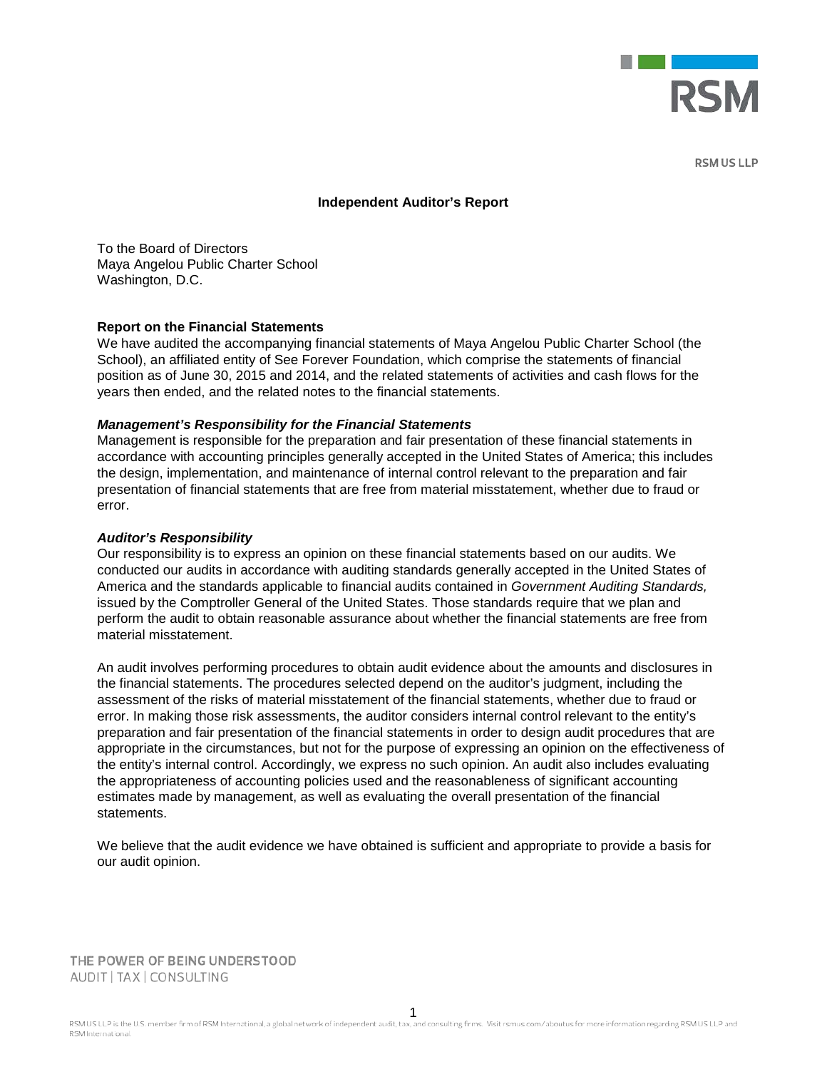RSM US LLP

## Independent Auditor's Report

To the Board of Directors
Maya Angelou Public Charter School
Washington, D.C.

**Report on the Financial Statements**

We have audited the accompanying financial statements of Maya Angelou Public Charter School (the School), an affiliated entity of See Forever Foundation, which comprise the statements of financial position as of June 30, 2015 and 2014, and the related statements of activities and cash flows for the years then ended, and the related notes to the financial statements.

***Management's Responsibility for the Financial Statements***

Management is responsible for the preparation and fair presentation of these financial statements in accordance with accounting principles generally accepted in the United States of America; this includes the design, implementation, and maintenance of internal control relevant to the preparation and fair presentation of financial statements that are free from material misstatement, whether due to fraud or error.

***Auditor's Responsibility***

Our responsibility is to express an opinion on these financial statements based on our audits. We conducted our audits in accordance with auditing standards generally accepted in the United States of America and the standards applicable to financial audits contained in *Government Auditing Standards,* issued by the Comptroller General of the United States. Those standards require that we plan and perform the audit to obtain reasonable assurance about whether the financial statements are free from material misstatement.

An audit involves performing procedures to obtain audit evidence about the amounts and disclosures in the financial statements. The procedures selected depend on the auditor's judgment, including the assessment of the risks of material misstatement of the financial statements, whether due to fraud or error. In making those risk assessments, the auditor considers internal control relevant to the entity's preparation and fair presentation of the financial statements in order to design audit procedures that are appropriate in the circumstances, but not for the purpose of expressing an opinion on the effectiveness of the entity's internal control. Accordingly, we express no such opinion. An audit also includes evaluating the appropriateness of accounting policies used and the reasonableness of significant accounting estimates made by management, as well as evaluating the overall presentation of the financial statements.

We believe that the audit evidence we have obtained is sufficient and appropriate to provide a basis for our audit opinion.

THE POWER OF BEING UNDERSTOOD
AUDIT | TAX | CONSULTING

RSM US LLP is the U.S. member firm of RSM International, a global network of independent audit, tax, and consulting firms. Visit rsmus.com/aboutus for more information regarding RSM US LLP and RSM International.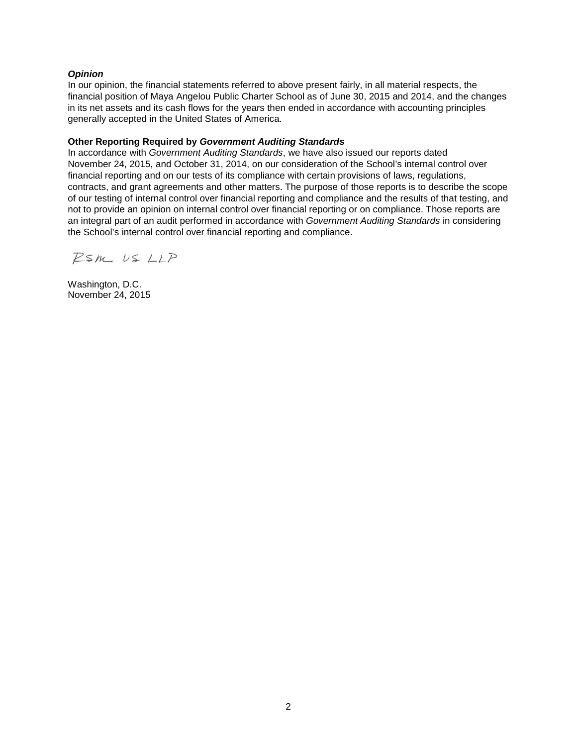***Opinion***

In our opinion, the financial statements referred to above present fairly, in all material respects, the financial position of Maya Angelou Public Charter School as of June 30, 2015 and 2014, and the changes in its net assets and its cash flows for the years then ended in accordance with accounting principles generally accepted in the United States of America.

**Other Reporting Required by *Government Auditing Standards***

In accordance with *Government Auditing Standards*, we have also issued our reports dated November 24, 2015, and October 31, 2014, on our consideration of the School's internal control over financial reporting and on our tests of its compliance with certain provisions of laws, regulations, contracts, and grant agreements and other matters. The purpose of those reports is to describe the scope of our testing of internal control over financial reporting and compliance and the results of that testing, and not to provide an opinion on internal control over financial reporting or on compliance. Those reports are an integral part of an audit performed in accordance with *Government Auditing Standards* in considering the School's internal control over financial reporting and compliance.

RSM US LLP

Washington, D.C.
November 24, 2015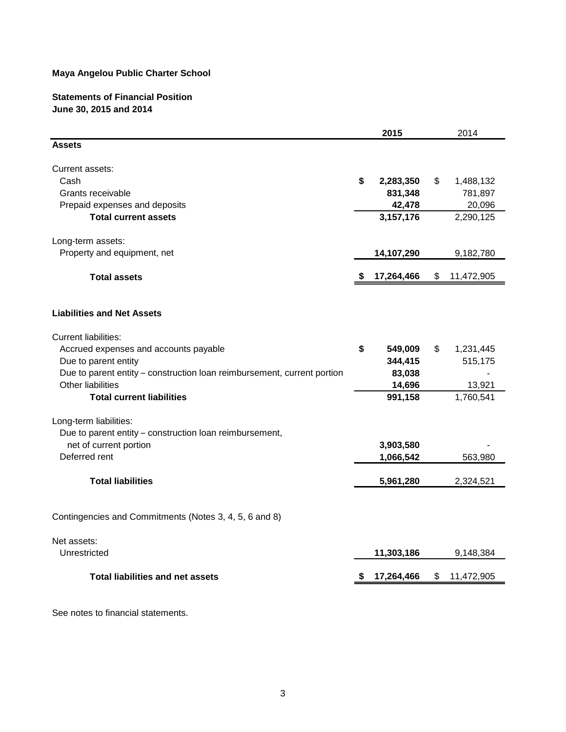**Maya Angelou Public Charter School**

**Statements of Financial Position**
**June 30, 2015 and 2014**

| | 2015 | 2014 |
|---|---|---|
| **Assets** | | |
| Current assets: | | |
| Cash | **$ 2,283,350** | $ 1,488,132 |
| Grants receivable | **831,348** | 781,897 |
| Prepaid expenses and deposits | **42,478** | 20,096 |
| **Total current assets** | **3,157,176** | 2,290,125 |
| Long-term assets: | | |
| Property and equipment, net | **14,107,290** | 9,182,780 |
| **Total assets** | **$ 17,264,466** | $ 11,472,905 |
| **Liabilities and Net Assets** | | |
| Current liabilities: | | |
| Accrued expenses and accounts payable | **$ 549,009** | $ 1,231,445 |
| Due to parent entity | **344,415** | 515,175 |
| Due to parent entity – construction loan reimbursement, current portion | **83,038** | - |
| Other liabilities | **14,696** | 13,921 |
| **Total current liabilities** | **991,158** | 1,760,541 |
| Long-term liabilities: | | |
| Due to parent entity – construction loan reimbursement, net of current portion | **3,903,580** | - |
| Deferred rent | **1,066,542** | 563,980 |
| **Total liabilities** | **5,961,280** | 2,324,521 |
| Contingencies and Commitments (Notes 3, 4, 5, 6 and 8) | | |
| Net assets: | | |
| Unrestricted | **11,303,186** | 9,148,384 |
| **Total liabilities and net assets** | **$ 17,264,466** | $ 11,472,905 |

See notes to financial statements.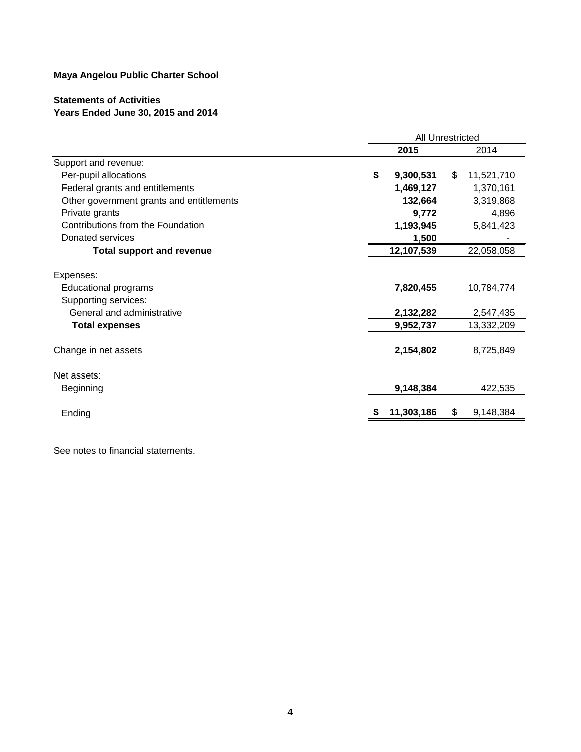**Maya Angelou Public Charter School**

**Statements of Activities**
**Years Ended June 30, 2015 and 2014**

| | All Unrestricted | |
|---|---|---|
| | **2015** | 2014 |
| Support and revenue: | | |
| Per-pupil allocations | **$ 9,300,531** | $ 11,521,710 |
| Federal grants and entitlements | **1,469,127** | 1,370,161 |
| Other government grants and entitlements | **132,664** | 3,319,868 |
| Private grants | **9,772** | 4,896 |
| Contributions from the Foundation | **1,193,945** | 5,841,423 |
| Donated services | **1,500** | - |
| **Total support and revenue** | **12,107,539** | 22,058,058 |
| Expenses: | | |
| Educational programs | **7,820,455** | 10,784,774 |
| Supporting services: | | |
| General and administrative | **2,132,282** | 2,547,435 |
| **Total expenses** | **9,952,737** | 13,332,209 |
| Change in net assets | **2,154,802** | 8,725,849 |
| Net assets: | | |
| Beginning | **9,148,384** | 422,535 |
| Ending | **$ 11,303,186** | $ 9,148,384 |

See notes to financial statements.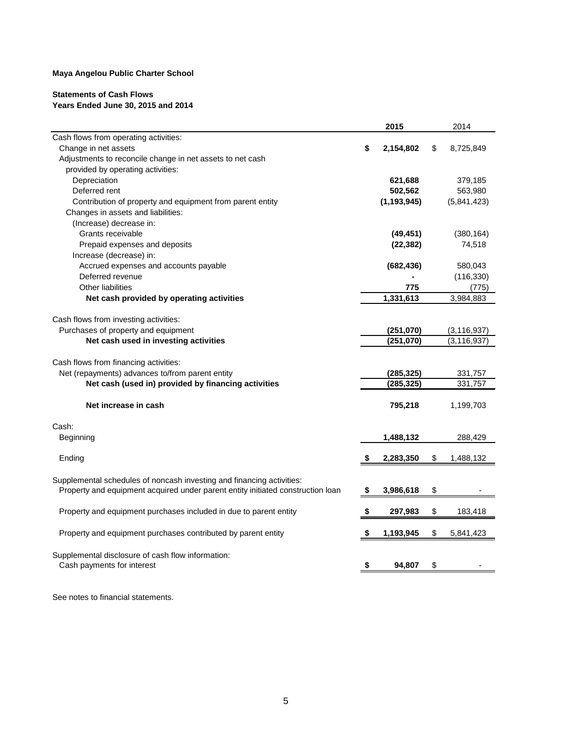**Maya Angelou Public Charter School**

**Statements of Cash Flows**
**Years Ended June 30, 2015 and 2014**

| | 2015 | 2014 |
|---|---|---|
| Cash flows from operating activities: | | |
| Change in net assets | $ 2,154,802 | $ 8,725,849 |
| Adjustments to reconcile change in net assets to net cash provided by operating activities: | | |
| Depreciation | 621,688 | 379,185 |
| Deferred rent | 502,562 | 563,980 |
| Contribution of property and equipment from parent entity | (1,193,945) | (5,841,423) |
| Changes in assets and liabilities: | | |
| (Increase) decrease in: | | |
| Grants receivable | (49,451) | (380,164) |
| Prepaid expenses and deposits | (22,382) | 74,518 |
| Increase (decrease) in: | | |
| Accrued expenses and accounts payable | (682,436) | 580,043 |
| Deferred revenue | - | (116,330) |
| Other liabilities | 775 | (775) |
| **Net cash provided by operating activities** | 1,331,613 | 3,984,883 |
| Cash flows from investing activities: | | |
| Purchases of property and equipment | (251,070) | (3,116,937) |
| **Net cash used in investing activities** | (251,070) | (3,116,937) |
| Cash flows from financing activities: | | |
| Net (repayments) advances to/from parent entity | (285,325) | 331,757 |
| **Net cash (used in) provided by financing activities** | (285,325) | 331,757 |
| **Net increase in cash** | 795,218 | 1,199,703 |
| Cash: | | |
| Beginning | 1,488,132 | 288,429 |
| Ending | $ 2,283,350 | $ 1,488,132 |
| Supplemental schedules of noncash investing and financing activities: | | |
| Property and equipment acquired under parent entity initiated construction loan | $ 3,986,618 | $ - |
| Property and equipment purchases included in due to parent entity | $ 297,983 | $ 183,418 |
| Property and equipment purchases contributed by parent entity | $ 1,193,945 | $ 5,841,423 |
| Supplemental disclosure of cash flow information: | | |
| Cash payments for interest | $ 94,807 | $ - |

See notes to financial statements.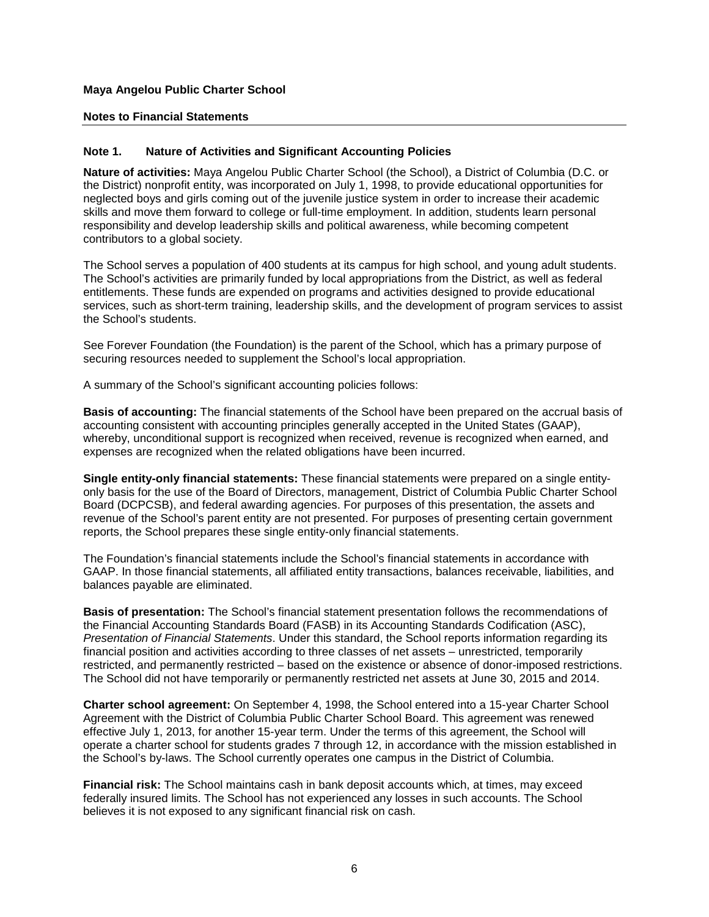**Maya Angelou Public Charter School**

**Notes to Financial Statements**

**Note 1. Nature of Activities and Significant Accounting Policies**

**Nature of activities:** Maya Angelou Public Charter School (the School), a District of Columbia (D.C. or the District) nonprofit entity, was incorporated on July 1, 1998, to provide educational opportunities for neglected boys and girls coming out of the juvenile justice system in order to increase their academic skills and move them forward to college or full-time employment. In addition, students learn personal responsibility and develop leadership skills and political awareness, while becoming competent contributors to a global society.

The School serves a population of 400 students at its campus for high school, and young adult students. The School's activities are primarily funded by local appropriations from the District, as well as federal entitlements. These funds are expended on programs and activities designed to provide educational services, such as short-term training, leadership skills, and the development of program services to assist the School's students.

See Forever Foundation (the Foundation) is the parent of the School, which has a primary purpose of securing resources needed to supplement the School's local appropriation.

A summary of the School's significant accounting policies follows:

**Basis of accounting:** The financial statements of the School have been prepared on the accrual basis of accounting consistent with accounting principles generally accepted in the United States (GAAP), whereby, unconditional support is recognized when received, revenue is recognized when earned, and expenses are recognized when the related obligations have been incurred.

**Single entity-only financial statements:** These financial statements were prepared on a single entity-only basis for the use of the Board of Directors, management, District of Columbia Public Charter School Board (DCPCSB), and federal awarding agencies. For purposes of this presentation, the assets and revenue of the School's parent entity are not presented. For purposes of presenting certain government reports, the School prepares these single entity-only financial statements.

The Foundation's financial statements include the School's financial statements in accordance with GAAP. In those financial statements, all affiliated entity transactions, balances receivable, liabilities, and balances payable are eliminated.

**Basis of presentation:** The School's financial statement presentation follows the recommendations of the Financial Accounting Standards Board (FASB) in its Accounting Standards Codification (ASC), *Presentation of Financial Statements*. Under this standard, the School reports information regarding its financial position and activities according to three classes of net assets – unrestricted, temporarily restricted, and permanently restricted – based on the existence or absence of donor-imposed restrictions. The School did not have temporarily or permanently restricted net assets at June 30, 2015 and 2014.

**Charter school agreement:** On September 4, 1998, the School entered into a 15-year Charter School Agreement with the District of Columbia Public Charter School Board. This agreement was renewed effective July 1, 2013, for another 15-year term. Under the terms of this agreement, the School will operate a charter school for students grades 7 through 12, in accordance with the mission established in the School's by-laws. The School currently operates one campus in the District of Columbia.

**Financial risk:** The School maintains cash in bank deposit accounts which, at times, may exceed federally insured limits. The School has not experienced any losses in such accounts. The School believes it is not exposed to any significant financial risk on cash.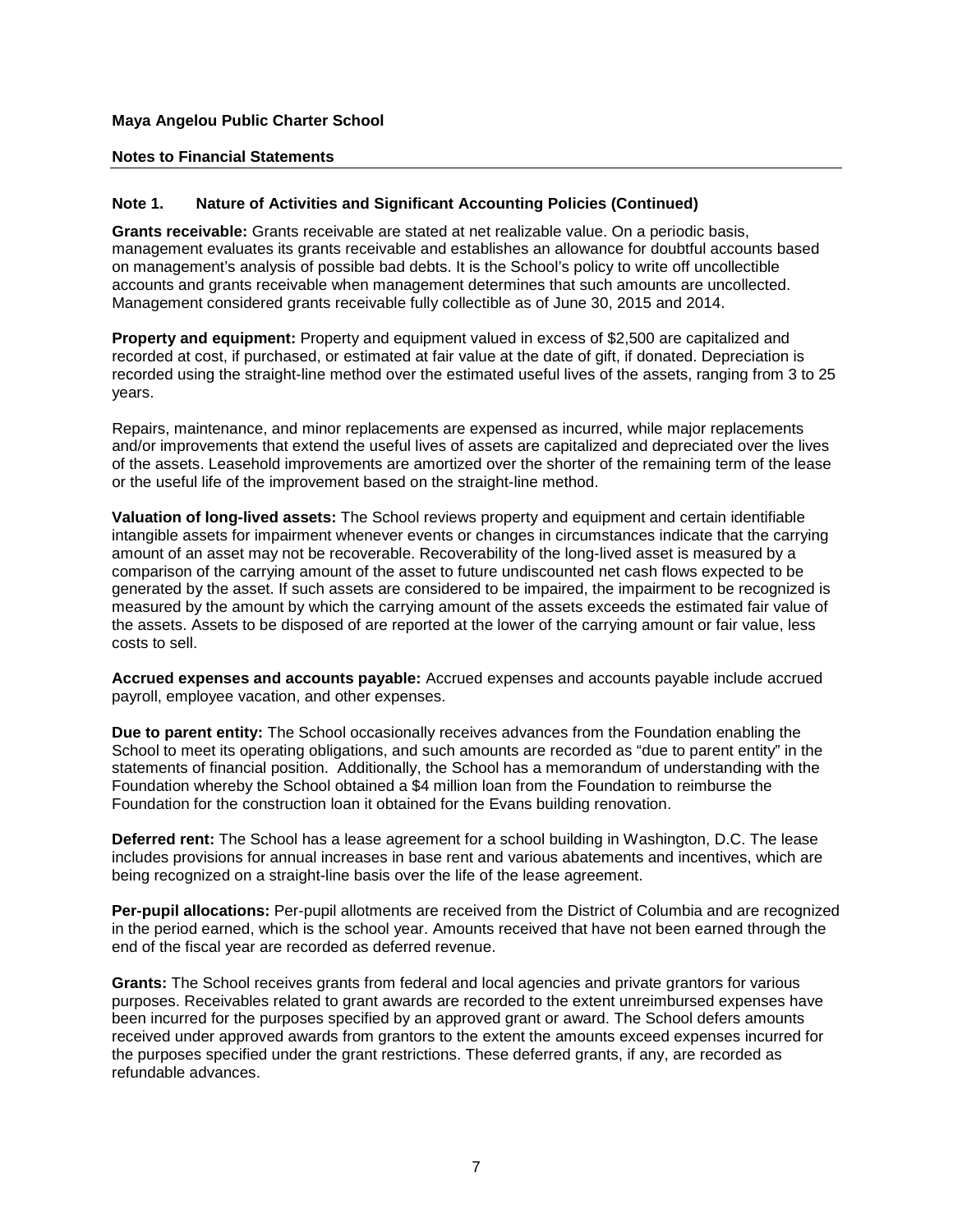**Maya Angelou Public Charter School**

**Notes to Financial Statements**

## Note 1. Nature of Activities and Significant Accounting Policies (Continued)

**Grants receivable:** Grants receivable are stated at net realizable value. On a periodic basis, management evaluates its grants receivable and establishes an allowance for doubtful accounts based on management's analysis of possible bad debts. It is the School's policy to write off uncollectible accounts and grants receivable when management determines that such amounts are uncollected. Management considered grants receivable fully collectible as of June 30, 2015 and 2014.

**Property and equipment:** Property and equipment valued in excess of $2,500 are capitalized and recorded at cost, if purchased, or estimated at fair value at the date of gift, if donated. Depreciation is recorded using the straight-line method over the estimated useful lives of the assets, ranging from 3 to 25 years.

Repairs, maintenance, and minor replacements are expensed as incurred, while major replacements and/or improvements that extend the useful lives of assets are capitalized and depreciated over the lives of the assets. Leasehold improvements are amortized over the shorter of the remaining term of the lease or the useful life of the improvement based on the straight-line method.

**Valuation of long-lived assets:** The School reviews property and equipment and certain identifiable intangible assets for impairment whenever events or changes in circumstances indicate that the carrying amount of an asset may not be recoverable. Recoverability of the long-lived asset is measured by a comparison of the carrying amount of the asset to future undiscounted net cash flows expected to be generated by the asset. If such assets are considered to be impaired, the impairment to be recognized is measured by the amount by which the carrying amount of the assets exceeds the estimated fair value of the assets. Assets to be disposed of are reported at the lower of the carrying amount or fair value, less costs to sell.

**Accrued expenses and accounts payable:** Accrued expenses and accounts payable include accrued payroll, employee vacation, and other expenses.

**Due to parent entity:** The School occasionally receives advances from the Foundation enabling the School to meet its operating obligations, and such amounts are recorded as "due to parent entity" in the statements of financial position. Additionally, the School has a memorandum of understanding with the Foundation whereby the School obtained a $4 million loan from the Foundation to reimburse the Foundation for the construction loan it obtained for the Evans building renovation.

**Deferred rent:** The School has a lease agreement for a school building in Washington, D.C. The lease includes provisions for annual increases in base rent and various abatements and incentives, which are being recognized on a straight-line basis over the life of the lease agreement.

**Per-pupil allocations:** Per-pupil allotments are received from the District of Columbia and are recognized in the period earned, which is the school year. Amounts received that have not been earned through the end of the fiscal year are recorded as deferred revenue.

**Grants:** The School receives grants from federal and local agencies and private grantors for various purposes. Receivables related to grant awards are recorded to the extent unreimbursed expenses have been incurred for the purposes specified by an approved grant or award. The School defers amounts received under approved awards from grantors to the extent the amounts exceed expenses incurred for the purposes specified under the grant restrictions. These deferred grants, if any, are recorded as refundable advances.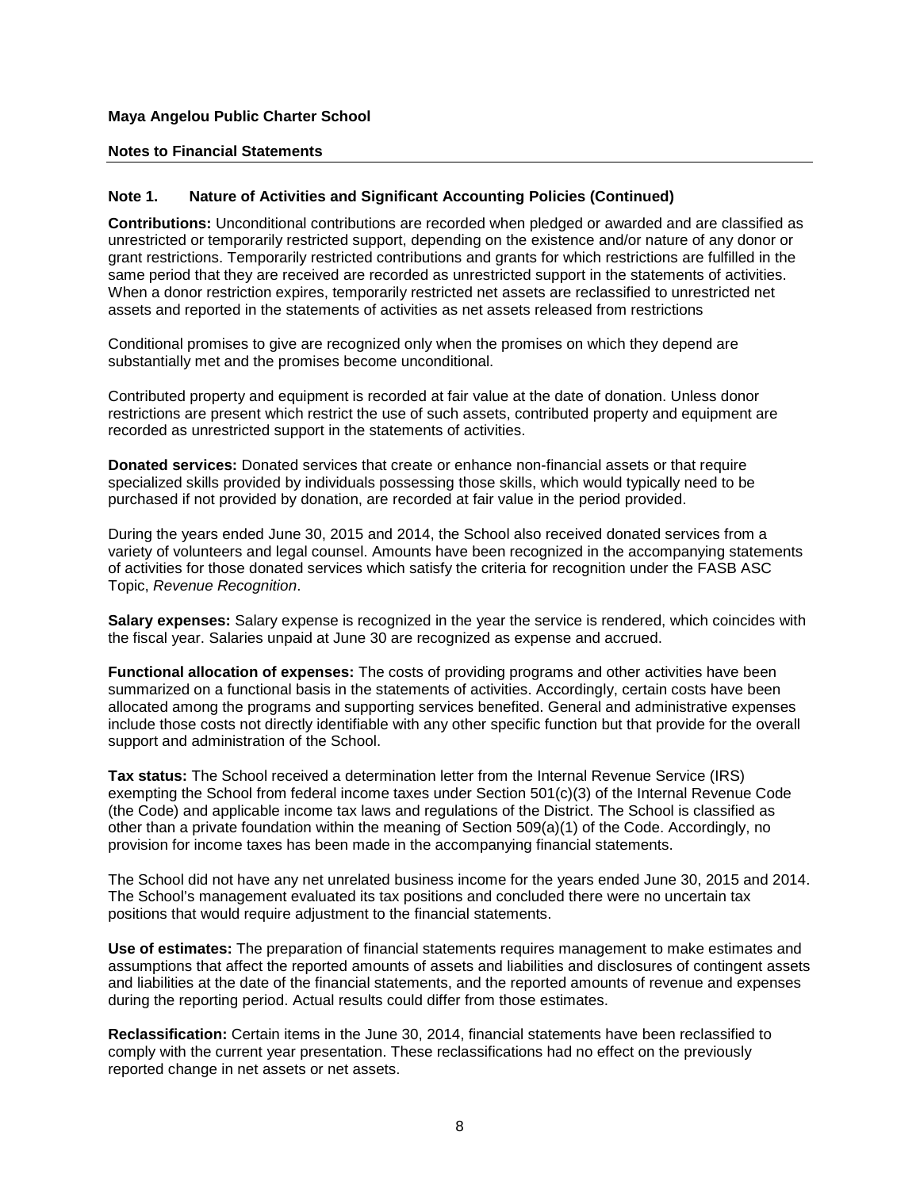## Maya Angelou Public Charter School

### Notes to Financial Statements

### Note 1. Nature of Activities and Significant Accounting Policies (Continued)

**Contributions:** Unconditional contributions are recorded when pledged or awarded and are classified as unrestricted or temporarily restricted support, depending on the existence and/or nature of any donor or grant restrictions. Temporarily restricted contributions and grants for which restrictions are fulfilled in the same period that they are received are recorded as unrestricted support in the statements of activities. When a donor restriction expires, temporarily restricted net assets are reclassified to unrestricted net assets and reported in the statements of activities as net assets released from restrictions

Conditional promises to give are recognized only when the promises on which they depend are substantially met and the promises become unconditional.

Contributed property and equipment is recorded at fair value at the date of donation. Unless donor restrictions are present which restrict the use of such assets, contributed property and equipment are recorded as unrestricted support in the statements of activities.

**Donated services:** Donated services that create or enhance non-financial assets or that require specialized skills provided by individuals possessing those skills, which would typically need to be purchased if not provided by donation, are recorded at fair value in the period provided.

During the years ended June 30, 2015 and 2014, the School also received donated services from a variety of volunteers and legal counsel. Amounts have been recognized in the accompanying statements of activities for those donated services which satisfy the criteria for recognition under the FASB ASC Topic, *Revenue Recognition*.

**Salary expenses:** Salary expense is recognized in the year the service is rendered, which coincides with the fiscal year. Salaries unpaid at June 30 are recognized as expense and accrued.

**Functional allocation of expenses:** The costs of providing programs and other activities have been summarized on a functional basis in the statements of activities. Accordingly, certain costs have been allocated among the programs and supporting services benefited. General and administrative expenses include those costs not directly identifiable with any other specific function but that provide for the overall support and administration of the School.

**Tax status:** The School received a determination letter from the Internal Revenue Service (IRS) exempting the School from federal income taxes under Section 501(c)(3) of the Internal Revenue Code (the Code) and applicable income tax laws and regulations of the District. The School is classified as other than a private foundation within the meaning of Section 509(a)(1) of the Code. Accordingly, no provision for income taxes has been made in the accompanying financial statements.

The School did not have any net unrelated business income for the years ended June 30, 2015 and 2014. The School's management evaluated its tax positions and concluded there were no uncertain tax positions that would require adjustment to the financial statements.

**Use of estimates:** The preparation of financial statements requires management to make estimates and assumptions that affect the reported amounts of assets and liabilities and disclosures of contingent assets and liabilities at the date of the financial statements, and the reported amounts of revenue and expenses during the reporting period. Actual results could differ from those estimates.

**Reclassification:** Certain items in the June 30, 2014, financial statements have been reclassified to comply with the current year presentation. These reclassifications had no effect on the previously reported change in net assets or net assets.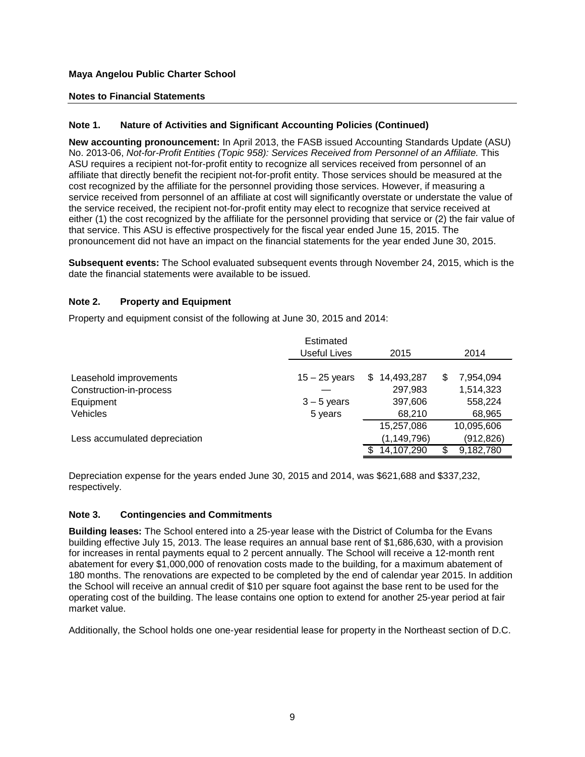**Maya Angelou Public Charter School**

**Notes to Financial Statements**

### Note 1. Nature of Activities and Significant Accounting Policies (Continued)

**New accounting pronouncement:** In April 2013, the FASB issued Accounting Standards Update (ASU) No. 2013-06, *Not-for-Profit Entities (Topic 958): Services Received from Personnel of an Affiliate.* This ASU requires a recipient not-for-profit entity to recognize all services received from personnel of an affiliate that directly benefit the recipient not-for-profit entity. Those services should be measured at the cost recognized by the affiliate for the personnel providing those services. However, if measuring a service received from personnel of an affiliate at cost will significantly overstate or understate the value of the service received, the recipient not-for-profit entity may elect to recognize that service received at either (1) the cost recognized by the affiliate for the personnel providing that service or (2) the fair value of that service. This ASU is effective prospectively for the fiscal year ended June 15, 2015. The pronouncement did not have an impact on the financial statements for the year ended June 30, 2015.

**Subsequent events:** The School evaluated subsequent events through November 24, 2015, which is the date the financial statements were available to be issued.

### Note 2. Property and Equipment

Property and equipment consist of the following at June 30, 2015 and 2014:

| | Estimated Useful Lives | 2015 | 2014 |
|---|---|---|---|
| Leasehold improvements | 15 – 25 years | $ 14,493,287 | $ 7,954,094 |
| Construction-in-process | — | 297,983 | 1,514,323 |
| Equipment | 3 – 5 years | 397,606 | 558,224 |
| Vehicles | 5 years | 68,210 | 68,965 |
| | | 15,257,086 | 10,095,606 |
| Less accumulated depreciation | | (1,149,796) | (912,826) |
| | | $ 14,107,290 | $ 9,182,780 |

Depreciation expense for the years ended June 30, 2015 and 2014, was $621,688 and $337,232, respectively.

### Note 3. Contingencies and Commitments

**Building leases:** The School entered into a 25-year lease with the District of Columba for the Evans building effective July 15, 2013. The lease requires an annual base rent of $1,686,630, with a provision for increases in rental payments equal to 2 percent annually. The School will receive a 12-month rent abatement for every $1,000,000 of renovation costs made to the building, for a maximum abatement of 180 months. The renovations are expected to be completed by the end of calendar year 2015. In addition the School will receive an annual credit of $10 per square foot against the base rent to be used for the operating cost of the building. The lease contains one option to extend for another 25-year period at fair market value.

Additionally, the School holds one one-year residential lease for property in the Northeast section of D.C.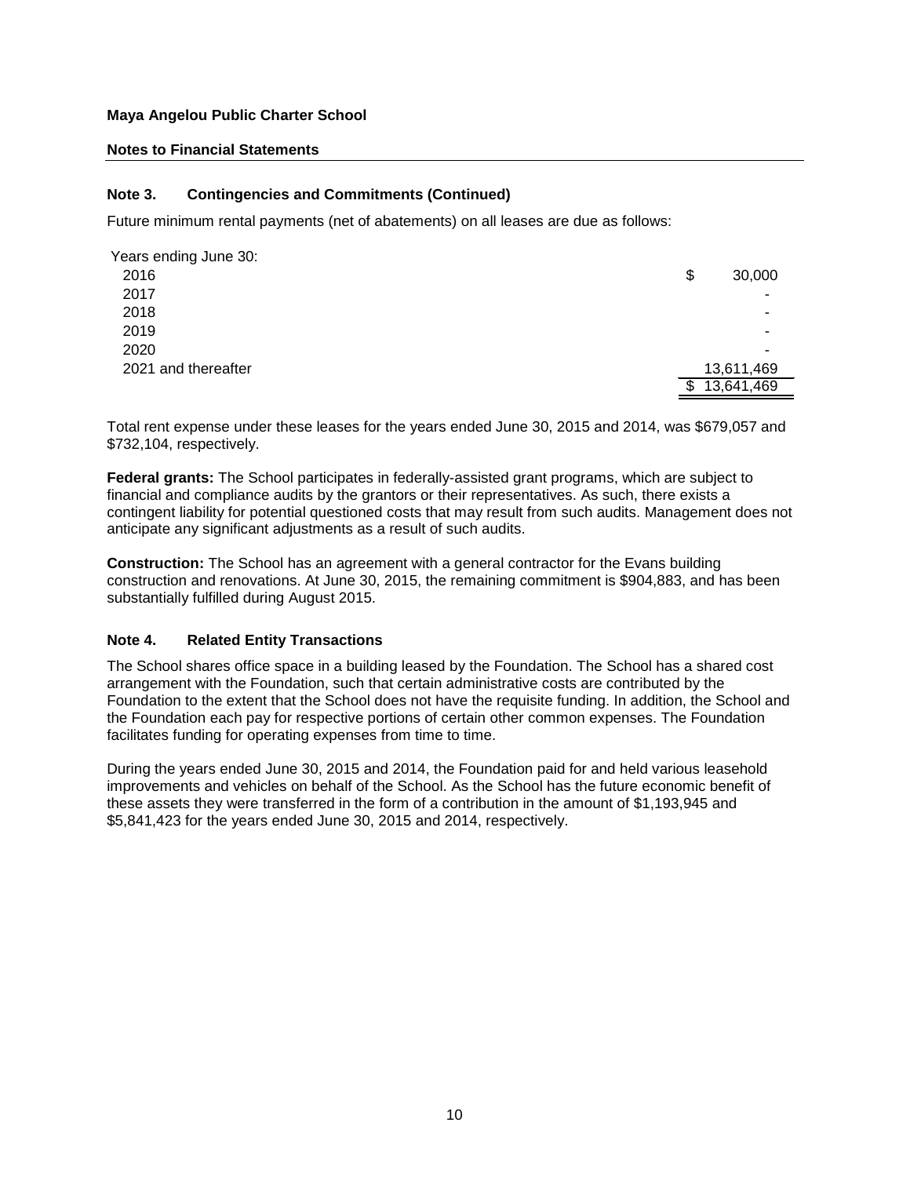**Maya Angelou Public Charter School**

**Notes to Financial Statements**

---

### Note 3. Contingencies and Commitments (Continued)

Future minimum rental payments (net of abatements) on all leases are due as follows:

| Years ending June 30: | |
|---|---|
| 2016 | $ 30,000 |
| 2017 | - |
| 2018 | - |
| 2019 | - |
| 2020 | - |
| 2021 and thereafter | 13,611,469 |
| | $ 13,641,469 |

Total rent expense under these leases for the years ended June 30, 2015 and 2014, was $679,057 and $732,104, respectively.

**Federal grants:** The School participates in federally-assisted grant programs, which are subject to financial and compliance audits by the grantors or their representatives. As such, there exists a contingent liability for potential questioned costs that may result from such audits. Management does not anticipate any significant adjustments as a result of such audits.

**Construction:** The School has an agreement with a general contractor for the Evans building construction and renovations. At June 30, 2015, the remaining commitment is $904,883, and has been substantially fulfilled during August 2015.

### Note 4. Related Entity Transactions

The School shares office space in a building leased by the Foundation. The School has a shared cost arrangement with the Foundation, such that certain administrative costs are contributed by the Foundation to the extent that the School does not have the requisite funding. In addition, the School and the Foundation each pay for respective portions of certain other common expenses. The Foundation facilitates funding for operating expenses from time to time.

During the years ended June 30, 2015 and 2014, the Foundation paid for and held various leasehold improvements and vehicles on behalf of the School. As the School has the future economic benefit of these assets they were transferred in the form of a contribution in the amount of $1,193,945 and $5,841,423 for the years ended June 30, 2015 and 2014, respectively.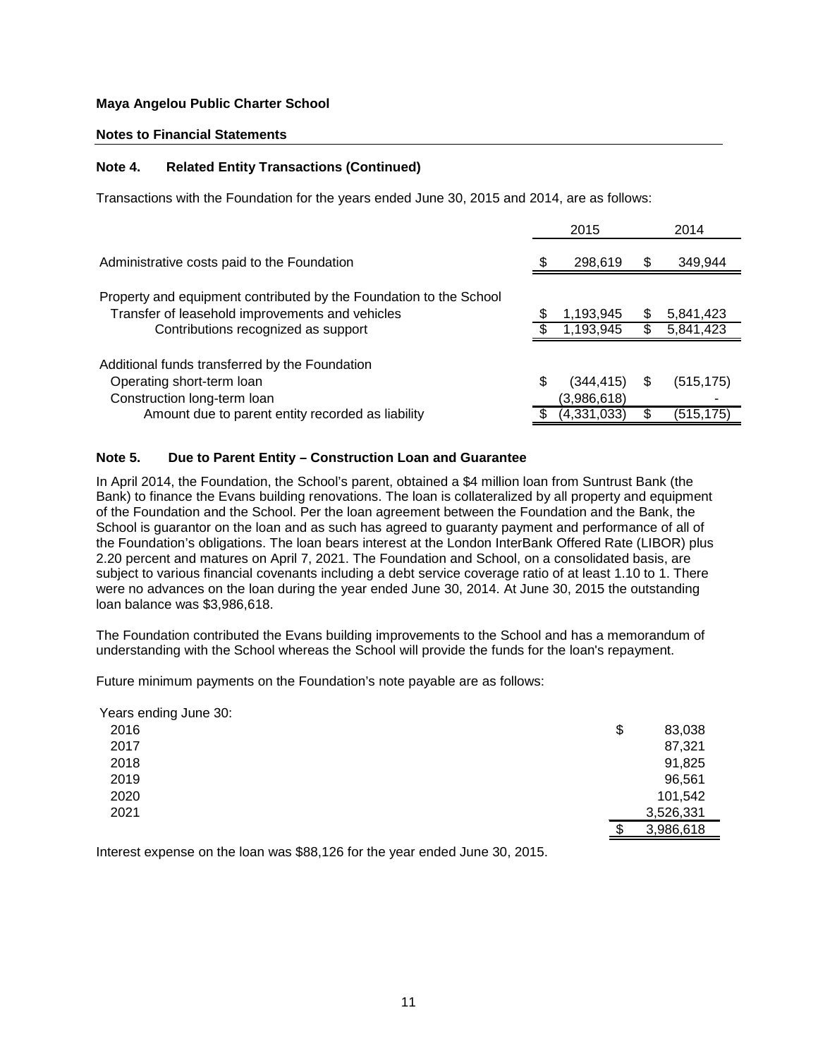**Maya Angelou Public Charter School**

**Notes to Financial Statements**

### Note 4. Related Entity Transactions (Continued)

Transactions with the Foundation for the years ended June 30, 2015 and 2014, are as follows:

| | 2015 | 2014 |
|---|---|---|
| Administrative costs paid to the Foundation | $ 298,619 | $ 349,944 |
| Property and equipment contributed by the Foundation to the School | | |
| Transfer of leasehold improvements and vehicles | $ 1,193,945 | $ 5,841,423 |
| Contributions recognized as support | $ 1,193,945 | $ 5,841,423 |
| Additional funds transferred by the Foundation | | |
| Operating short-term loan | $ (344,415) | $ (515,175) |
| Construction long-term loan | (3,986,618) | - |
| Amount due to parent entity recorded as liability | $ (4,331,033) | $ (515,175) |

### Note 5. Due to Parent Entity – Construction Loan and Guarantee

In April 2014, the Foundation, the School's parent, obtained a $4 million loan from Suntrust Bank (the Bank) to finance the Evans building renovations. The loan is collateralized by all property and equipment of the Foundation and the School. Per the loan agreement between the Foundation and the Bank, the School is guarantor on the loan and as such has agreed to guaranty payment and performance of all of the Foundation's obligations. The loan bears interest at the London InterBank Offered Rate (LIBOR) plus 2.20 percent and matures on April 7, 2021. The Foundation and School, on a consolidated basis, are subject to various financial covenants including a debt service coverage ratio of at least 1.10 to 1. There were no advances on the loan during the year ended June 30, 2014. At June 30, 2015 the outstanding loan balance was $3,986,618.

The Foundation contributed the Evans building improvements to the School and has a memorandum of understanding with the School whereas the School will provide the funds for the loan's repayment.

Future minimum payments on the Foundation's note payable are as follows:

| Years ending June 30: | |
|---|---|
| 2016 | $ 83,038 |
| 2017 | 87,321 |
| 2018 | 91,825 |
| 2019 | 96,561 |
| 2020 | 101,542 |
| 2021 | 3,526,331 |
| | $ 3,986,618 |

Interest expense on the loan was $88,126 for the year ended June 30, 2015.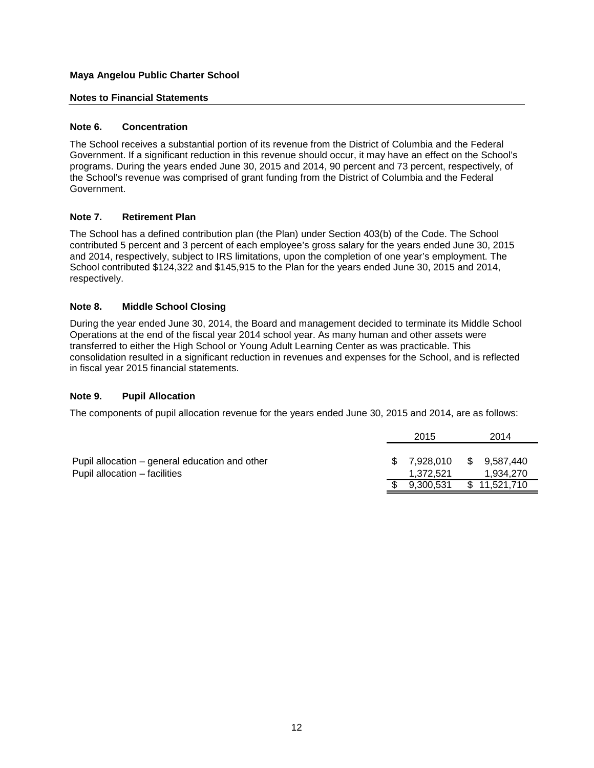**Maya Angelou Public Charter School**

**Notes to Financial Statements**

### Note 6. Concentration

The School receives a substantial portion of its revenue from the District of Columbia and the Federal Government. If a significant reduction in this revenue should occur, it may have an effect on the School's programs. During the years ended June 30, 2015 and 2014, 90 percent and 73 percent, respectively, of the School's revenue was comprised of grant funding from the District of Columbia and the Federal Government.

### Note 7. Retirement Plan

The School has a defined contribution plan (the Plan) under Section 403(b) of the Code. The School contributed 5 percent and 3 percent of each employee's gross salary for the years ended June 30, 2015 and 2014, respectively, subject to IRS limitations, upon the completion of one year's employment. The School contributed $124,322 and $145,915 to the Plan for the years ended June 30, 2015 and 2014, respectively.

### Note 8. Middle School Closing

During the year ended June 30, 2014, the Board and management decided to terminate its Middle School Operations at the end of the fiscal year 2014 school year. As many human and other assets were transferred to either the High School or Young Adult Learning Center as was practicable. This consolidation resulted in a significant reduction in revenues and expenses for the School, and is reflected in fiscal year 2015 financial statements.

### Note 9. Pupil Allocation

The components of pupil allocation revenue for the years ended June 30, 2015 and 2014, are as follows:

| | 2015 | 2014 |
|---|---|---|
| Pupil allocation – general education and other | $ 7,928,010 | $ 9,587,440 |
| Pupil allocation – facilities | 1,372,521 | 1,934,270 |
| | $ 9,300,531 | $ 11,521,710 |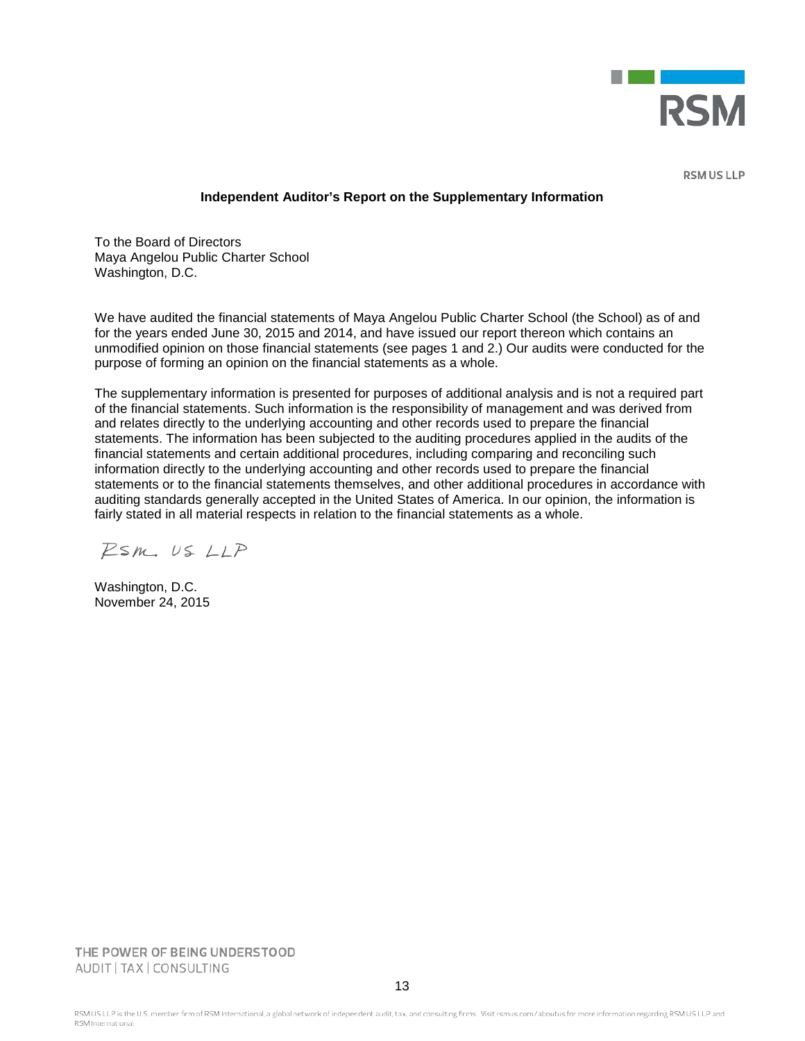RSM US LLP

## Independent Auditor's Report on the Supplementary Information

To the Board of Directors
Maya Angelou Public Charter School
Washington, D.C.

We have audited the financial statements of Maya Angelou Public Charter School (the School) as of and for the years ended June 30, 2015 and 2014, and have issued our report thereon which contains an unmodified opinion on those financial statements (see pages 1 and 2.) Our audits were conducted for the purpose of forming an opinion on the financial statements as a whole.

The supplementary information is presented for purposes of additional analysis and is not a required part of the financial statements. Such information is the responsibility of management and was derived from and relates directly to the underlying accounting and other records used to prepare the financial statements. The information has been subjected to the auditing procedures applied in the audits of the financial statements and certain additional procedures, including comparing and reconciling such information directly to the underlying accounting and other records used to prepare the financial statements or to the financial statements themselves, and other additional procedures in accordance with auditing standards generally accepted in the United States of America. In our opinion, the information is fairly stated in all material respects in relation to the financial statements as a whole.

RSM US LLP

Washington, D.C.
November 24, 2015

THE POWER OF BEING UNDERSTOOD
AUDIT | TAX | CONSULTING

RSM US LLP is the U.S. member firm of RSM International, a global network of independent audit, tax, and consulting firms. Visit rsmus.com/aboutus for more information regarding RSM US LLP and RSM International.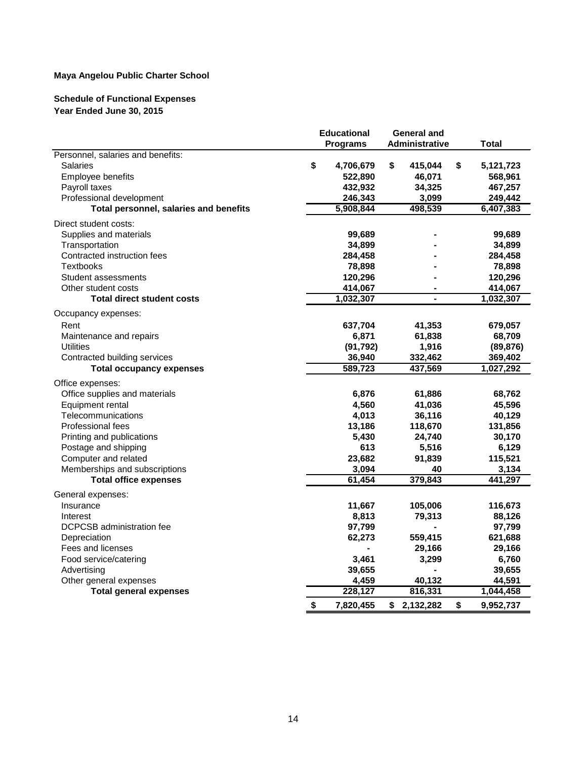**Maya Angelou Public Charter School**

**Schedule of Functional Expenses**
**Year Ended June 30, 2015**

| | Educational Programs | General and Administrative | Total |
|---|---|---|---|
| Personnel, salaries and benefits: | | | |
| Salaries | $ 4,706,679 | $ 415,044 | $ 5,121,723 |
| Employee benefits | 522,890 | 46,071 | 568,961 |
| Payroll taxes | 432,932 | 34,325 | 467,257 |
| Professional development | 246,343 | 3,099 | 249,442 |
| **Total personnel, salaries and benefits** | 5,908,844 | 498,539 | 6,407,383 |
| Direct student costs: | | | |
| Supplies and materials | 99,689 | - | 99,689 |
| Transportation | 34,899 | - | 34,899 |
| Contracted instruction fees | 284,458 | - | 284,458 |
| Textbooks | 78,898 | - | 78,898 |
| Student assessments | 120,296 | - | 120,296 |
| Other student costs | 414,067 | - | 414,067 |
| **Total direct student costs** | 1,032,307 | - | 1,032,307 |
| Occupancy expenses: | | | |
| Rent | 637,704 | 41,353 | 679,057 |
| Maintenance and repairs | 6,871 | 61,838 | 68,709 |
| Utilities | (91,792) | 1,916 | (89,876) |
| Contracted building services | 36,940 | 332,462 | 369,402 |
| **Total occupancy expenses** | 589,723 | 437,569 | 1,027,292 |
| Office expenses: | | | |
| Office supplies and materials | 6,876 | 61,886 | 68,762 |
| Equipment rental | 4,560 | 41,036 | 45,596 |
| Telecommunications | 4,013 | 36,116 | 40,129 |
| Professional fees | 13,186 | 118,670 | 131,856 |
| Printing and publications | 5,430 | 24,740 | 30,170 |
| Postage and shipping | 613 | 5,516 | 6,129 |
| Computer and related | 23,682 | 91,839 | 115,521 |
| Memberships and subscriptions | 3,094 | 40 | 3,134 |
| **Total office expenses** | 61,454 | 379,843 | 441,297 |
| General expenses: | | | |
| Insurance | 11,667 | 105,006 | 116,673 |
| Interest | 8,813 | 79,313 | 88,126 |
| DCPCSB administration fee | 97,799 | - | 97,799 |
| Depreciation | 62,273 | 559,415 | 621,688 |
| Fees and licenses | - | 29,166 | 29,166 |
| Food service/catering | 3,461 | 3,299 | 6,760 |
| Advertising | 39,655 | - | 39,655 |
| Other general expenses | 4,459 | 40,132 | 44,591 |
| **Total general expenses** | 228,127 | 816,331 | 1,044,458 |
| | $ 7,820,455 | $ 2,132,282 | $ 9,952,737 |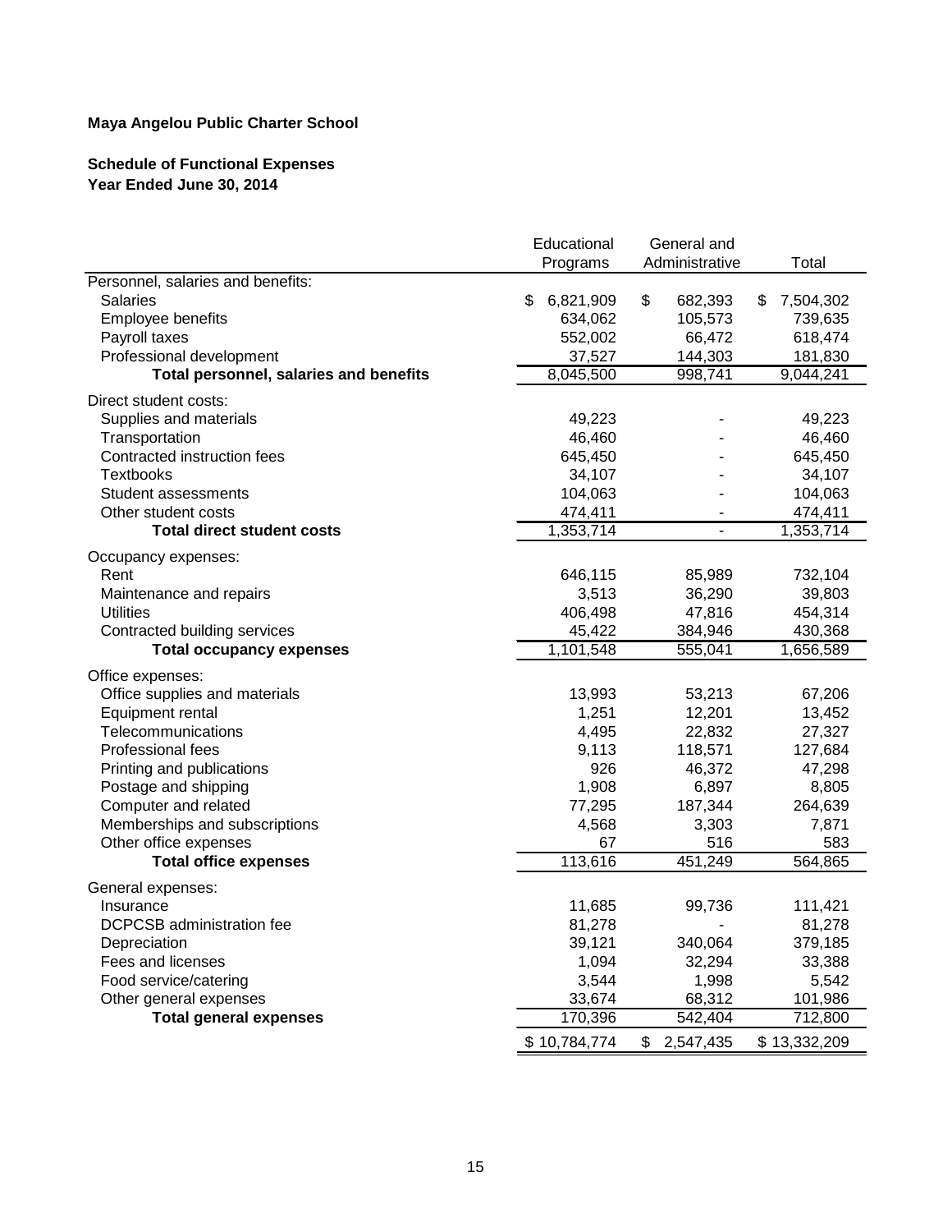**Maya Angelou Public Charter School**

**Schedule of Functional Expenses**
**Year Ended June 30, 2014**

| | Educational Programs | General and Administrative | Total |
|---|---|---|---|
| Personnel, salaries and benefits: | | | |
| Salaries | $ 6,821,909 | $ 682,393 | $ 7,504,302 |
| Employee benefits | 634,062 | 105,573 | 739,635 |
| Payroll taxes | 552,002 | 66,472 | 618,474 |
| Professional development | 37,527 | 144,303 | 181,830 |
| **Total personnel, salaries and benefits** | 8,045,500 | 998,741 | 9,044,241 |
| Direct student costs: | | | |
| Supplies and materials | 49,223 | - | 49,223 |
| Transportation | 46,460 | - | 46,460 |
| Contracted instruction fees | 645,450 | - | 645,450 |
| Textbooks | 34,107 | - | 34,107 |
| Student assessments | 104,063 | - | 104,063 |
| Other student costs | 474,411 | - | 474,411 |
| **Total direct student costs** | 1,353,714 | - | 1,353,714 |
| Occupancy expenses: | | | |
| Rent | 646,115 | 85,989 | 732,104 |
| Maintenance and repairs | 3,513 | 36,290 | 39,803 |
| Utilities | 406,498 | 47,816 | 454,314 |
| Contracted building services | 45,422 | 384,946 | 430,368 |
| **Total occupancy expenses** | 1,101,548 | 555,041 | 1,656,589 |
| Office expenses: | | | |
| Office supplies and materials | 13,993 | 53,213 | 67,206 |
| Equipment rental | 1,251 | 12,201 | 13,452 |
| Telecommunications | 4,495 | 22,832 | 27,327 |
| Professional fees | 9,113 | 118,571 | 127,684 |
| Printing and publications | 926 | 46,372 | 47,298 |
| Postage and shipping | 1,908 | 6,897 | 8,805 |
| Computer and related | 77,295 | 187,344 | 264,639 |
| Memberships and subscriptions | 4,568 | 3,303 | 7,871 |
| Other office expenses | 67 | 516 | 583 |
| **Total office expenses** | 113,616 | 451,249 | 564,865 |
| General expenses: | | | |
| Insurance | 11,685 | 99,736 | 111,421 |
| DCPCSB administration fee | 81,278 | - | 81,278 |
| Depreciation | 39,121 | 340,064 | 379,185 |
| Fees and licenses | 1,094 | 32,294 | 33,388 |
| Food service/catering | 3,544 | 1,998 | 5,542 |
| Other general expenses | 33,674 | 68,312 | 101,986 |
| **Total general expenses** | 170,396 | 542,404 | 712,800 |
| | $ 10,784,774 | $ 2,547,435 | $ 13,332,209 |